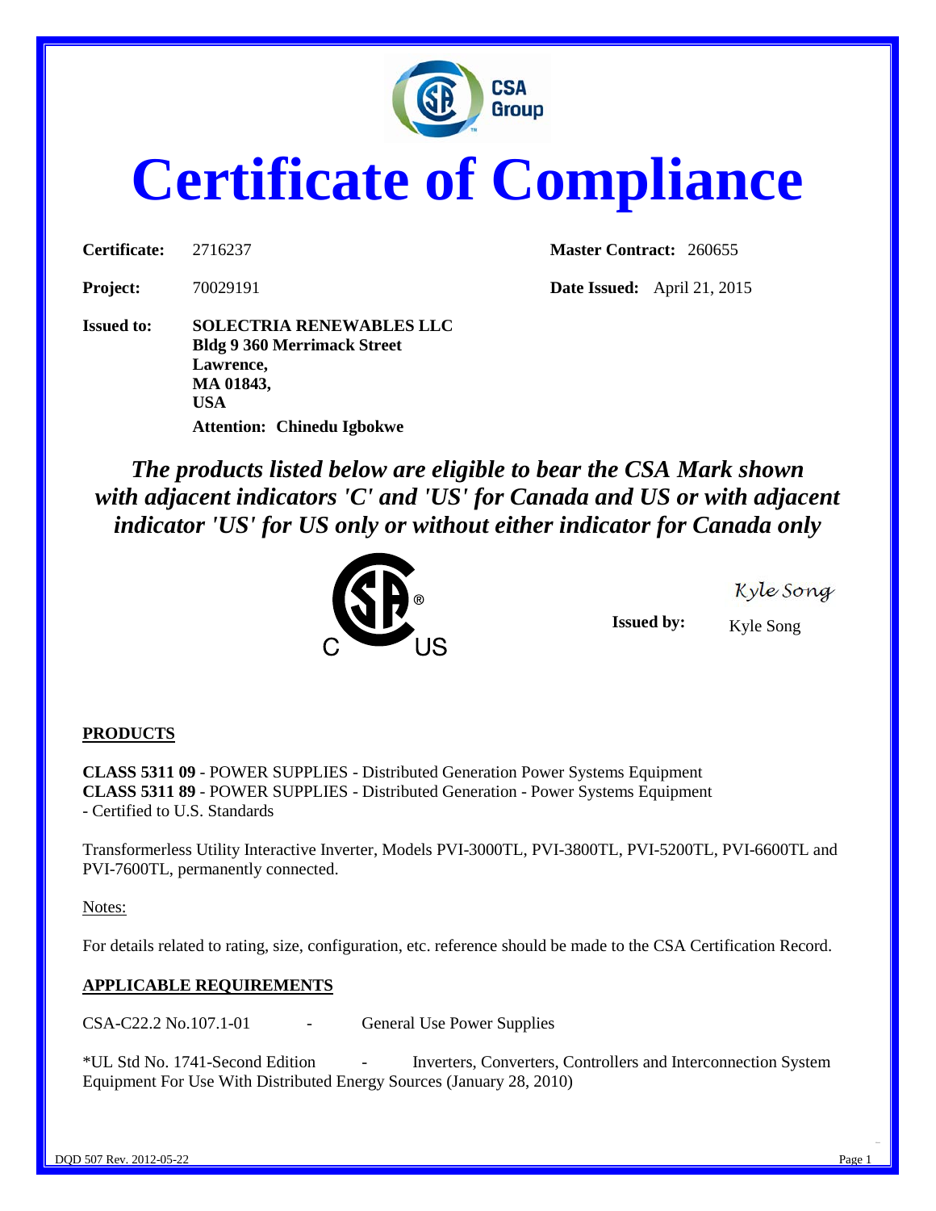# Certificate of Compliance

| | | | |
|---|---|---|---|
| **Certificate:** | 2716237 | **Master Contract:** | 260655 |
| **Project:** | 70029191 | **Date Issued:** | April 21, 2015 |

**Issued to:** **SOLECTRIA RENEWABLES LLC**
**Bldg 9 360 Merrimack Street**
**Lawrence,**
**MA 01843,**
**USA**
**Attention: Chinedu Igbokwe**

***The products listed below are eligible to bear the CSA Mark shown with adjacent indicators 'C' and 'US' for Canada and US or with adjacent indicator 'US' for US only or without either indicator for Canada only***

**Issued by:** Kyle Song

## PRODUCTS

**CLASS 5311 09** - POWER SUPPLIES - Distributed Generation Power Systems Equipment
**CLASS 5311 89** - POWER SUPPLIES - Distributed Generation - Power Systems Equipment - Certified to U.S. Standards

Transformerless Utility Interactive Inverter, Models PVI-3000TL, PVI-3800TL, PVI-5200TL, PVI-6600TL and PVI-7600TL, permanently connected.

Notes:

For details related to rating, size, configuration, etc. reference should be made to the CSA Certification Record.

## APPLICABLE REQUIREMENTS

CSA-C22.2 No.107.1-01 - General Use Power Supplies

*UL Std No. 1741-Second Edition - Inverters, Converters, Controllers and Interconnection System Equipment For Use With Distributed Energy Sources (January 28, 2010)

DQD 507 Rev. 2012-05-22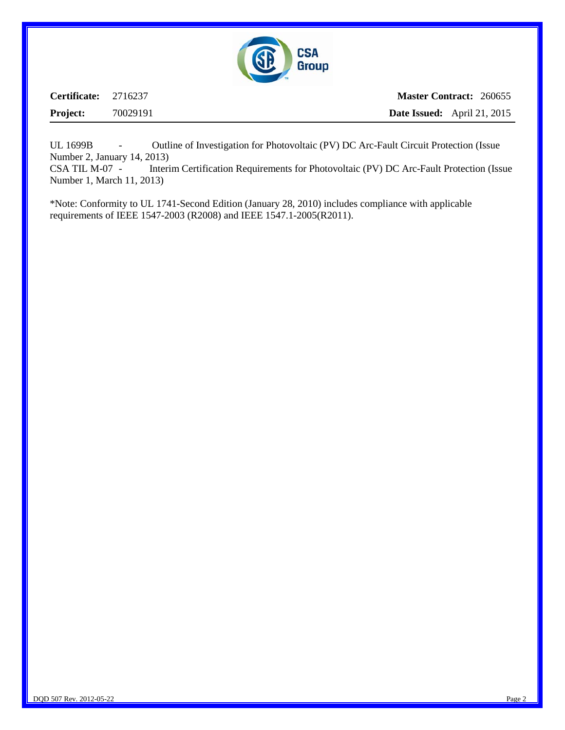**Certificate:** 2716237 **Master Contract:** 260655

**Project:** 70029191 **Date Issued:** April 21, 2015

UL 1699B - Outline of Investigation for Photovoltaic (PV) DC Arc-Fault Circuit Protection (Issue Number 2, January 14, 2013)
CSA TIL M-07 - Interim Certification Requirements for Photovoltaic (PV) DC Arc-Fault Protection (Issue Number 1, March 11, 2013)

*Note: Conformity to UL 1741-Second Edition (January 28, 2010) includes compliance with applicable requirements of IEEE 1547-2003 (R2008) and IEEE 1547.1-2005(R2011).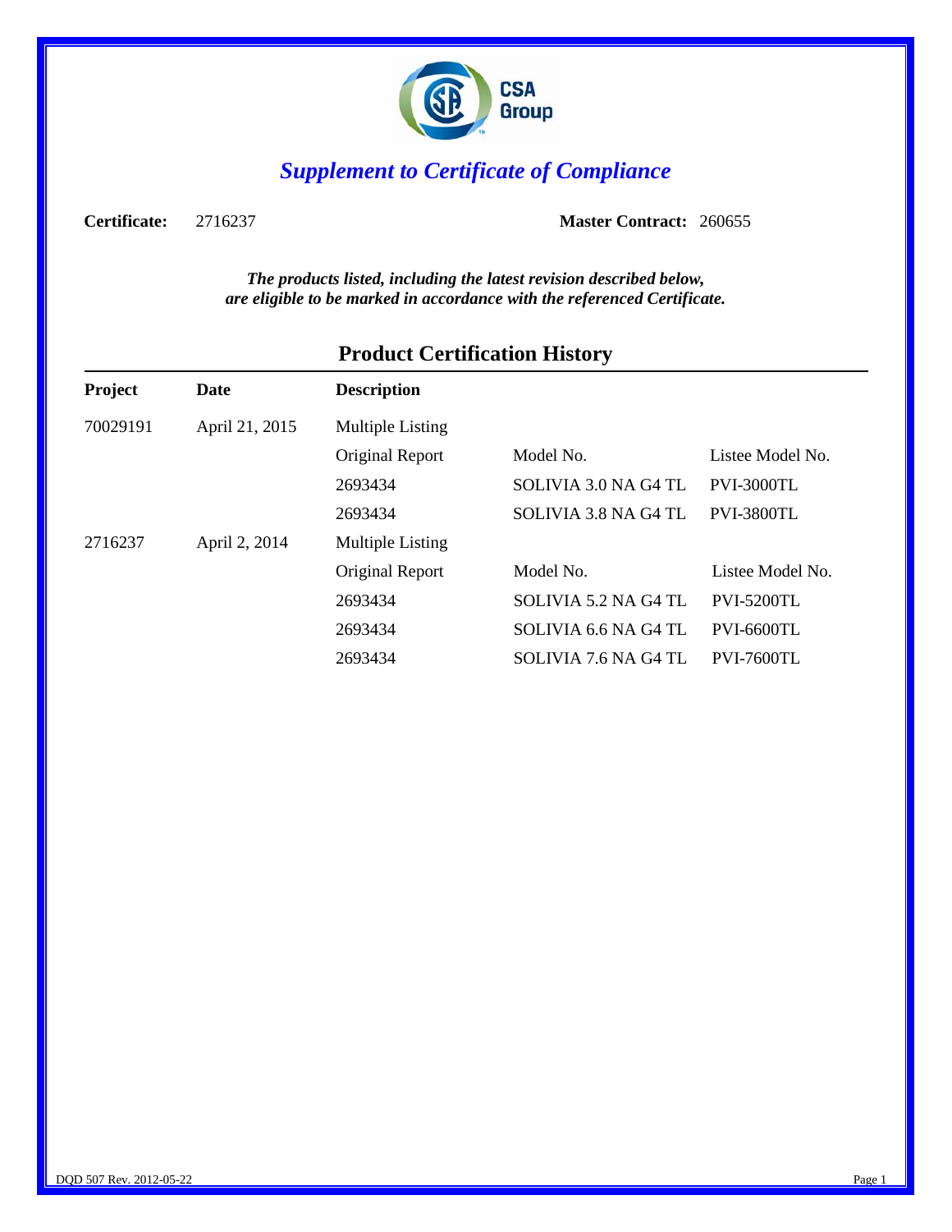CSA Group

## *Supplement to Certificate of Compliance*

**Certificate:** 2716237 **Master Contract:** 260655

***The products listed, including the latest revision described below, are eligible to be marked in accordance with the referenced Certificate.***

### Product Certification History

| Project | Date | Description | | |
|---|---|---|---|---|
| 70029191 | April 21, 2015 | Multiple Listing | | |
| | | Original Report | Model No. | Listee Model No. |
| | | 2693434 | SOLIVIA 3.0 NA G4 TL | PVI-3000TL |
| | | 2693434 | SOLIVIA 3.8 NA G4 TL | PVI-3800TL |
| 2716237 | April 2, 2014 | Multiple Listing | | |
| | | Original Report | Model No. | Listee Model No. |
| | | 2693434 | SOLIVIA 5.2 NA G4 TL | PVI-5200TL |
| | | 2693434 | SOLIVIA 6.6 NA G4 TL | PVI-6600TL |
| | | 2693434 | SOLIVIA 7.6 NA G4 TL | PVI-7600TL |

DQD 507 Rev. 2012-05-22